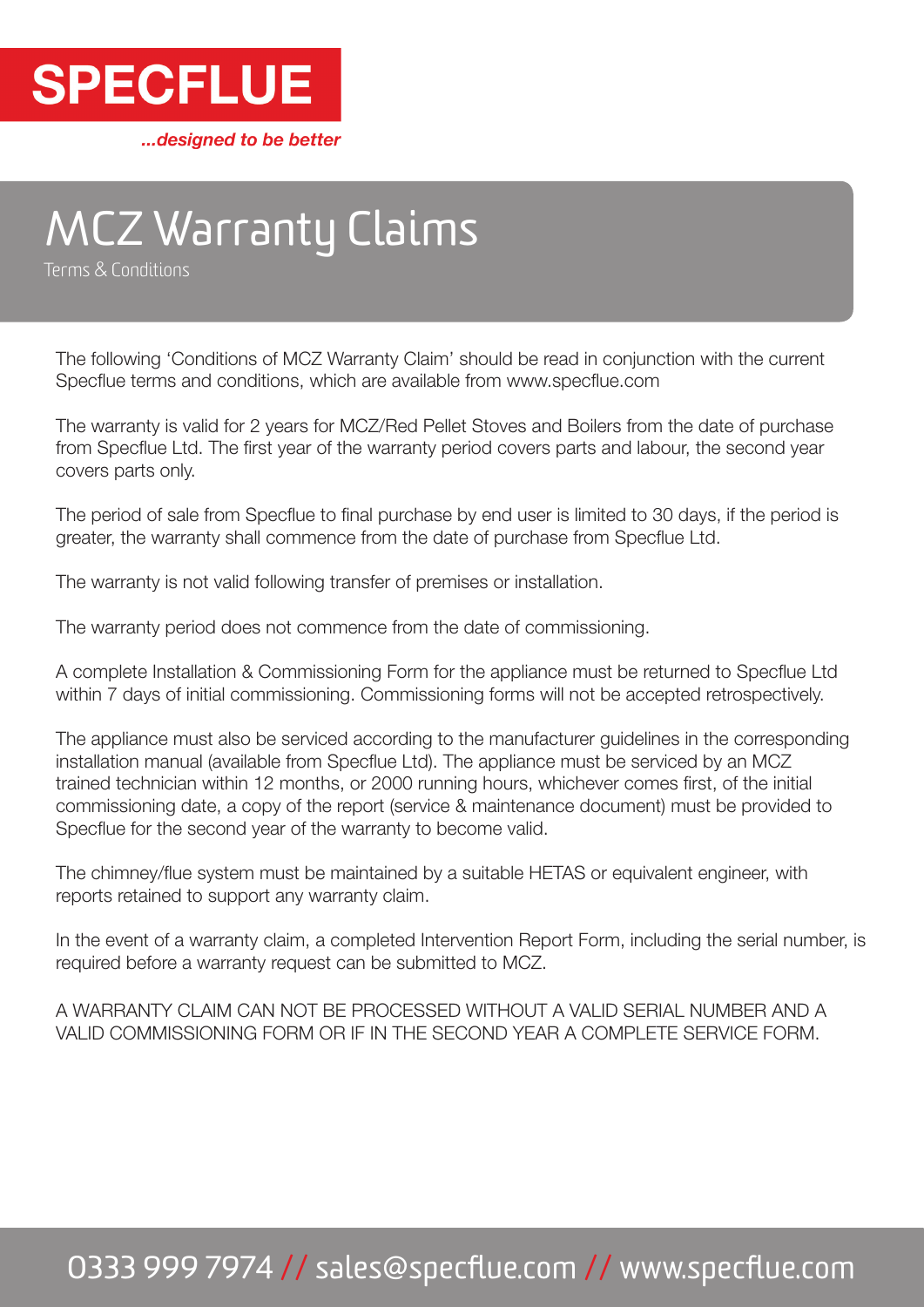**SPECFLUE**

*...designed to be better*

# MCZ Warranty Claims

Terms & Conditions

The following 'Conditions of MCZ Warranty Claim' should be read in conjunction with the current Specflue terms and conditions, which are available from www.specflue.com

The warranty is valid for 2 years for MCZ/Red Pellet Stoves and Boilers from the date of purchase from Specflue Ltd. The first year of the warranty period covers parts and labour, the second year covers parts only.

The period of sale from Specflue to final purchase by end user is limited to 30 days, if the period is greater, the warranty shall commence from the date of purchase from Specflue Ltd.

The warranty is not valid following transfer of premises or installation.

The warranty period does not commence from the date of commissioning.

A complete Installation & Commissioning Form for the appliance must be returned to Specflue Ltd within 7 days of initial commissioning. Commissioning forms will not be accepted retrospectively.

The appliance must also be serviced according to the manufacturer guidelines in the corresponding installation manual (available from Specflue Ltd). The appliance must be serviced by an MCZ trained technician within 12 months, or 2000 running hours, whichever comes first, of the initial commissioning date, a copy of the report (service & maintenance document) must be provided to Specflue for the second year of the warranty to become valid.

The chimney/flue system must be maintained by a suitable HETAS or equivalent engineer, with reports retained to support any warranty claim.

In the event of a warranty claim, a completed Intervention Report Form, including the serial number, is required before a warranty request can be submitted to MCZ.

A WARRANTY CLAIM CAN NOT BE PROCESSED WITHOUT A VALID SERIAL NUMBER AND A VALID COMMISSIONING FORM OR IF IN THE SECOND YEAR A COMPLETE SERVICE FORM.

0333 999 7974 // sales@specflue.com // www.specflue.com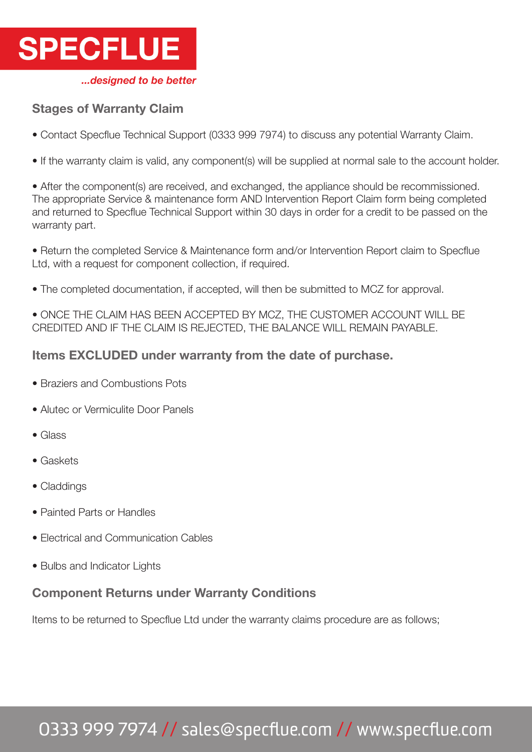## Stages of Warranty Claim

- Contact Specflue Technical Support (0333 999 7974) to discuss any potential Warranty Claim.

- If the warranty claim is valid, any component(s) will be supplied at normal sale to the account holder.

- After the component(s) are received, and exchanged, the appliance should be recommissioned. The appropriate Service & maintenance form AND Intervention Report Claim form being completed and returned to Specflue Technical Support within 30 days in order for a credit to be passed on the warranty part.

- Return the completed Service & Maintenance form and/or Intervention Report claim to Specflue Ltd, with a request for component collection, if required.

- The completed documentation, if accepted, will then be submitted to MCZ for approval.

- ONCE THE CLAIM HAS BEEN ACCEPTED BY MCZ, THE CUSTOMER ACCOUNT WILL BE CREDITED AND IF THE CLAIM IS REJECTED, THE BALANCE WILL REMAIN PAYABLE.

## Items EXCLUDED under warranty from the date of purchase.

- Braziers and Combustions Pots
- Alutec or Vermiculite Door Panels
- Glass
- Gaskets
- Claddings
- Painted Parts or Handles
- Electrical and Communication Cables
- Bulbs and Indicator Lights

## Component Returns under Warranty Conditions

Items to be returned to Specflue Ltd under the warranty claims procedure are as follows;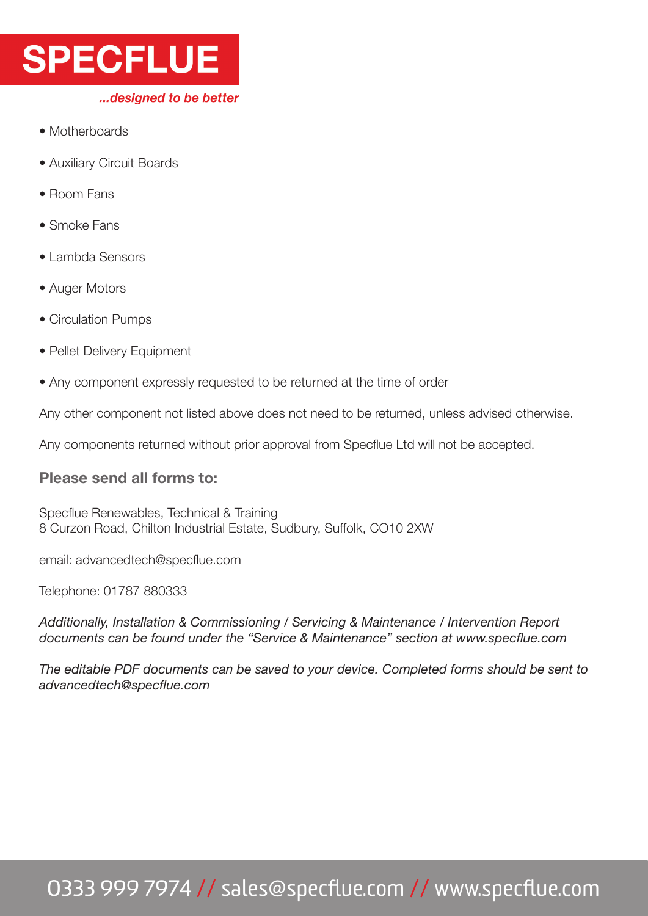# SPECFLUE

*...designed to be better*

- Motherboards
- Auxiliary Circuit Boards
- Room Fans
- Smoke Fans
- Lambda Sensors
- Auger Motors
- Circulation Pumps
- Pellet Delivery Equipment
- Any component expressly requested to be returned at the time of order

Any other component not listed above does not need to be returned, unless advised otherwise.

Any components returned without prior approval from Specflue Ltd will not be accepted.

## Please send all forms to:

Specflue Renewables, Technical & Training
8 Curzon Road, Chilton Industrial Estate, Sudbury, Suffolk, CO10 2XW

email: advancedtech@specflue.com

Telephone: 01787 880333

*Additionally, Installation & Commissioning / Servicing & Maintenance / Intervention Report documents can be found under the "Service & Maintenance" section at www.specflue.com*

*The editable PDF documents can be saved to your device. Completed forms should be sent to advancedtech@specflue.com*

0333 999 7974 // sales@specflue.com // www.specflue.com